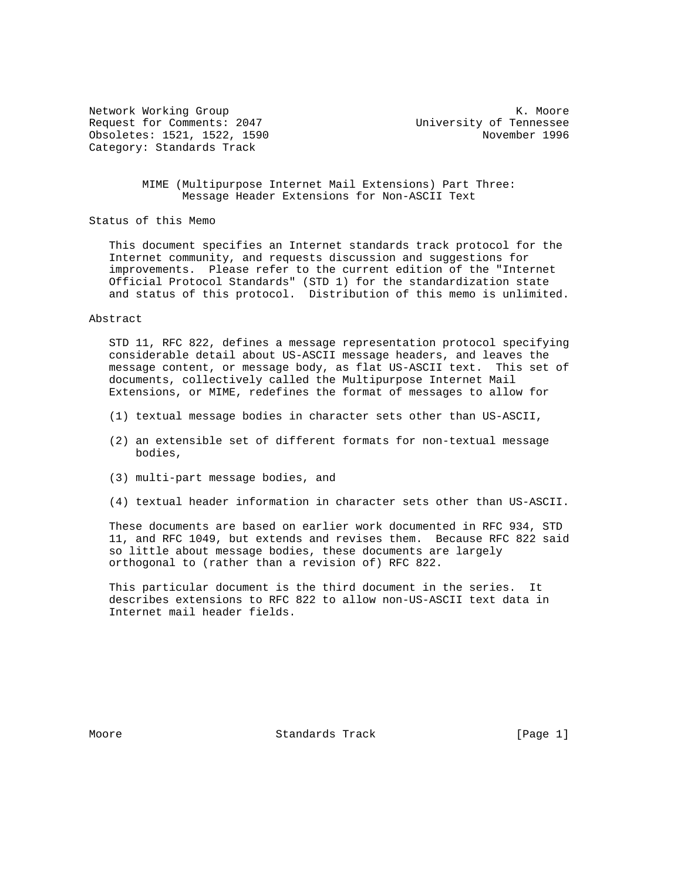Network Working Group K. Moore
Request for Comments: 2047 University of Tennessee
Obsoletes: 1521, 1522, 1590 November 1996
Category: Standards Track

# MIME (Multipurpose Internet Mail Extensions) Part Three: Message Header Extensions for Non-ASCII Text

## Status of this Memo

This document specifies an Internet standards track protocol for the Internet community, and requests discussion and suggestions for improvements. Please refer to the current edition of the "Internet Official Protocol Standards" (STD 1) for the standardization state and status of this protocol. Distribution of this memo is unlimited.

## Abstract

STD 11, RFC 822, defines a message representation protocol specifying considerable detail about US-ASCII message headers, and leaves the message content, or message body, as flat US-ASCII text. This set of documents, collectively called the Multipurpose Internet Mail Extensions, or MIME, redefines the format of messages to allow for

(1) textual message bodies in character sets other than US-ASCII,

(2) an extensible set of different formats for non-textual message bodies,

(3) multi-part message bodies, and

(4) textual header information in character sets other than US-ASCII.

These documents are based on earlier work documented in RFC 934, STD 11, and RFC 1049, but extends and revises them. Because RFC 822 said so little about message bodies, these documents are largely orthogonal to (rather than a revision of) RFC 822.

This particular document is the third document in the series. It describes extensions to RFC 822 to allow non-US-ASCII text data in Internet mail header fields.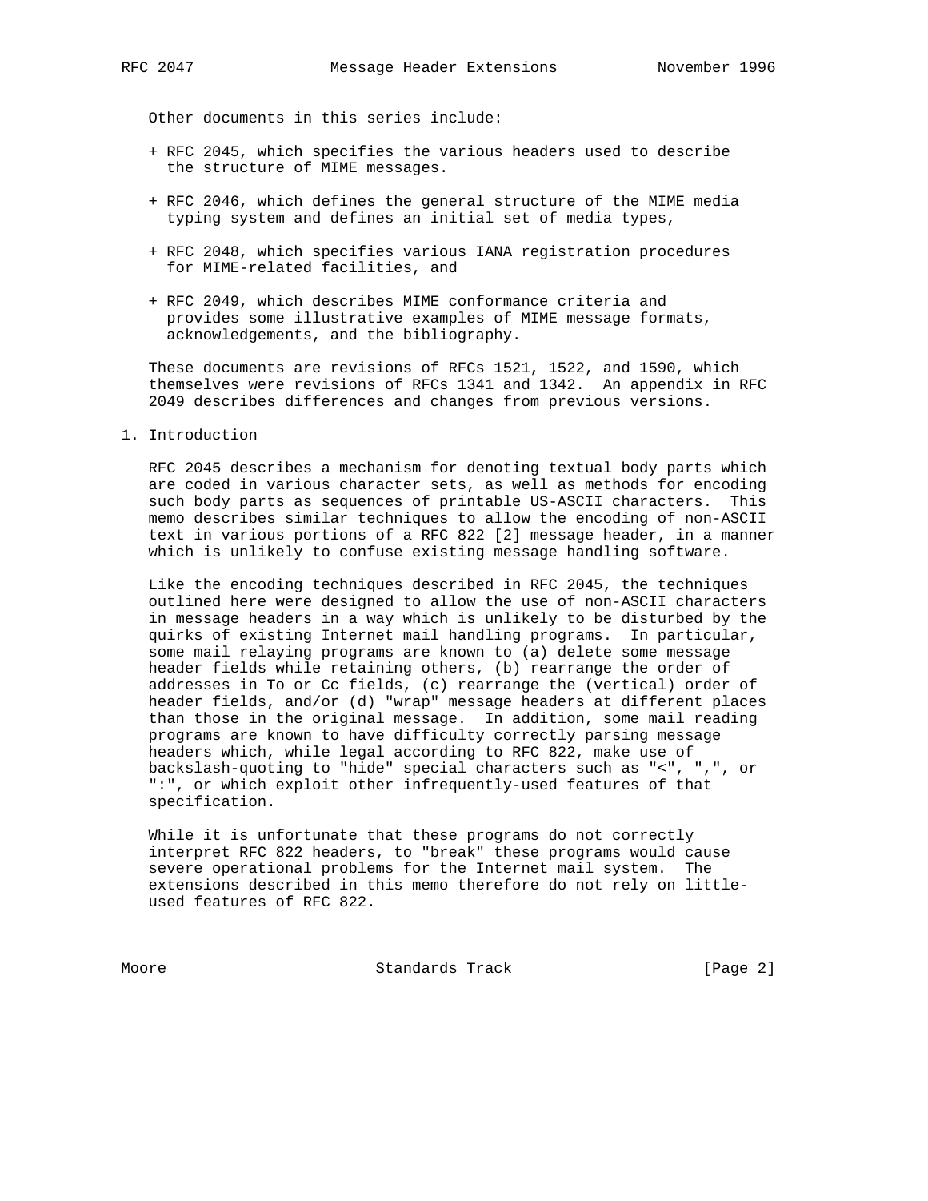Other documents in this series include:

+ RFC 2045, which specifies the various headers used to describe the structure of MIME messages.

+ RFC 2046, which defines the general structure of the MIME media typing system and defines an initial set of media types,

+ RFC 2048, which specifies various IANA registration procedures for MIME-related facilities, and

+ RFC 2049, which describes MIME conformance criteria and provides some illustrative examples of MIME message formats, acknowledgements, and the bibliography.

These documents are revisions of RFCs 1521, 1522, and 1590, which themselves were revisions of RFCs 1341 and 1342. An appendix in RFC 2049 describes differences and changes from previous versions.

## 1. Introduction

RFC 2045 describes a mechanism for denoting textual body parts which are coded in various character sets, as well as methods for encoding such body parts as sequences of printable US-ASCII characters. This memo describes similar techniques to allow the encoding of non-ASCII text in various portions of a RFC 822 [2] message header, in a manner which is unlikely to confuse existing message handling software.

Like the encoding techniques described in RFC 2045, the techniques outlined here were designed to allow the use of non-ASCII characters in message headers in a way which is unlikely to be disturbed by the quirks of existing Internet mail handling programs. In particular, some mail relaying programs are known to (a) delete some message header fields while retaining others, (b) rearrange the order of addresses in To or Cc fields, (c) rearrange the (vertical) order of header fields, and/or (d) "wrap" message headers at different places than those in the original message. In addition, some mail reading programs are known to have difficulty correctly parsing message headers which, while legal according to RFC 822, make use of backslash-quoting to "hide" special characters such as "<", ",", or ":", or which exploit other infrequently-used features of that specification.

While it is unfortunate that these programs do not correctly interpret RFC 822 headers, to "break" these programs would cause severe operational problems for the Internet mail system. The extensions described in this memo therefore do not rely on little-used features of RFC 822.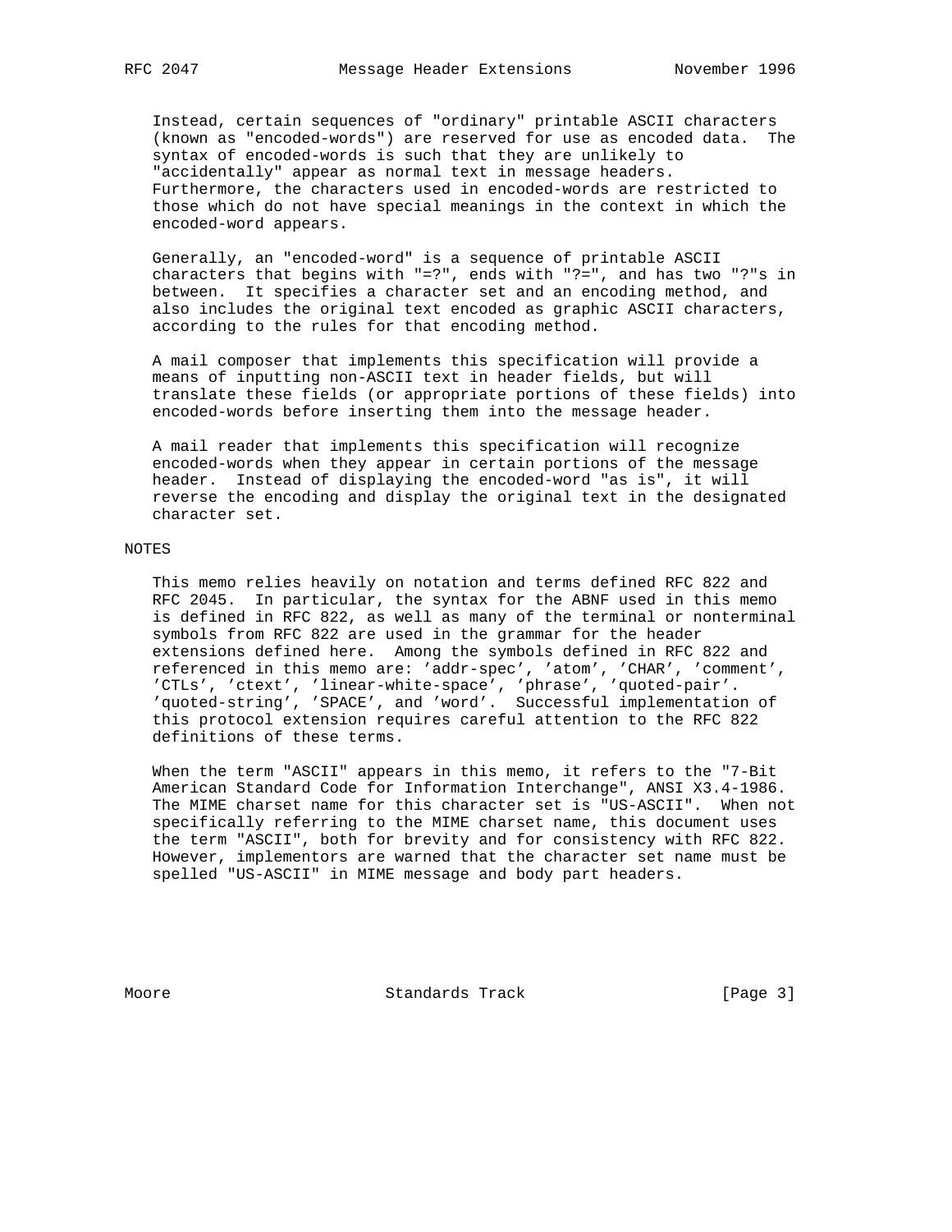Instead, certain sequences of "ordinary" printable ASCII characters (known as "encoded-words") are reserved for use as encoded data. The syntax of encoded-words is such that they are unlikely to "accidentally" appear as normal text in message headers. Furthermore, the characters used in encoded-words are restricted to those which do not have special meanings in the context in which the encoded-word appears.

Generally, an "encoded-word" is a sequence of printable ASCII characters that begins with "=?", ends with "?=", and has two "?"s in between. It specifies a character set and an encoding method, and also includes the original text encoded as graphic ASCII characters, according to the rules for that encoding method.

A mail composer that implements this specification will provide a means of inputting non-ASCII text in header fields, but will translate these fields (or appropriate portions of these fields) into encoded-words before inserting them into the message header.

A mail reader that implements this specification will recognize encoded-words when they appear in certain portions of the message header. Instead of displaying the encoded-word "as is", it will reverse the encoding and display the original text in the designated character set.

## NOTES

This memo relies heavily on notation and terms defined RFC 822 and RFC 2045. In particular, the syntax for the ABNF used in this memo is defined in RFC 822, as well as many of the terminal or nonterminal symbols from RFC 822 are used in the grammar for the header extensions defined here. Among the symbols defined in RFC 822 and referenced in this memo are: 'addr-spec', 'atom', 'CHAR', 'comment', 'CTLs', 'ctext', 'linear-white-space', 'phrase', 'quoted-pair'. 'quoted-string', 'SPACE', and 'word'. Successful implementation of this protocol extension requires careful attention to the RFC 822 definitions of these terms.

When the term "ASCII" appears in this memo, it refers to the "7-Bit American Standard Code for Information Interchange", ANSI X3.4-1986. The MIME charset name for this character set is "US-ASCII". When not specifically referring to the MIME charset name, this document uses the term "ASCII", both for brevity and for consistency with RFC 822. However, implementors are warned that the character set name must be spelled "US-ASCII" in MIME message and body part headers.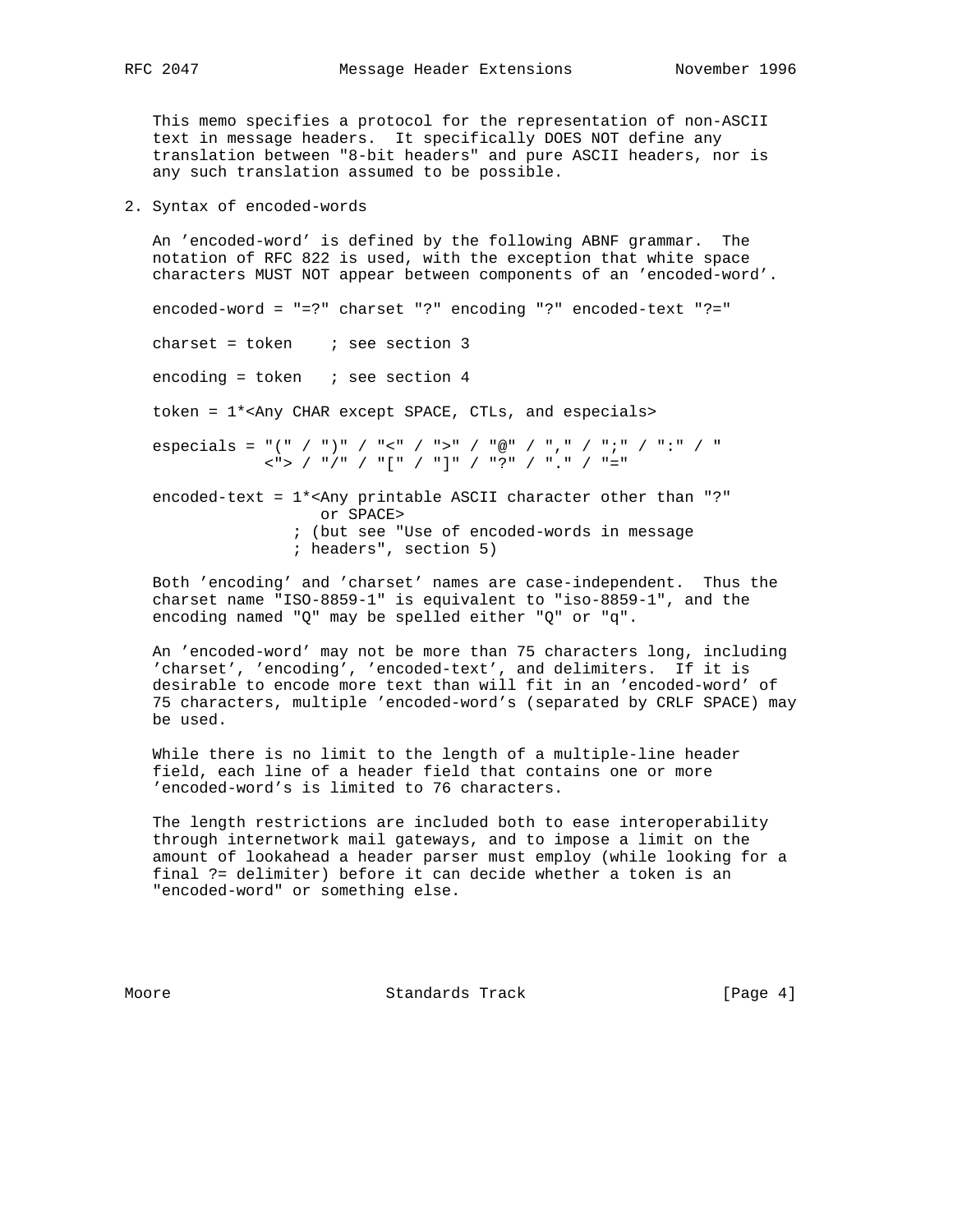This memo specifies a protocol for the representation of non-ASCII text in message headers. It specifically DOES NOT define any translation between "8-bit headers" and pure ASCII headers, nor is any such translation assumed to be possible.

## 2. Syntax of encoded-words

An 'encoded-word' is defined by the following ABNF grammar. The notation of RFC 822 is used, with the exception that white space characters MUST NOT appear between components of an 'encoded-word'.

```
encoded-word = "=?" charset "?" encoding "?" encoded-text "?="

charset = token    ; see section 3

encoding = token   ; see section 4

token = 1*<Any CHAR except SPACE, CTLs, and especials>

especials = "(" / ")" / "<" / ">" / "@" / "," / ";" / ":" / "
            <"> / "/" / "[" / "]" / "?" / "." / "="

encoded-text = 1*<Any printable ASCII character other than "?"
                  or SPACE>
               ; (but see "Use of encoded-words in message
               ; headers", section 5)
```

Both 'encoding' and 'charset' names are case-independent. Thus the charset name "ISO-8859-1" is equivalent to "iso-8859-1", and the encoding named "Q" may be spelled either "Q" or "q".

An 'encoded-word' may not be more than 75 characters long, including 'charset', 'encoding', 'encoded-text', and delimiters. If it is desirable to encode more text than will fit in an 'encoded-word' of 75 characters, multiple 'encoded-word's (separated by CRLF SPACE) may be used.

While there is no limit to the length of a multiple-line header field, each line of a header field that contains one or more 'encoded-word's is limited to 76 characters.

The length restrictions are included both to ease interoperability through internetwork mail gateways, and to impose a limit on the amount of lookahead a header parser must employ (while looking for a final ?= delimiter) before it can decide whether a token is an "encoded-word" or something else.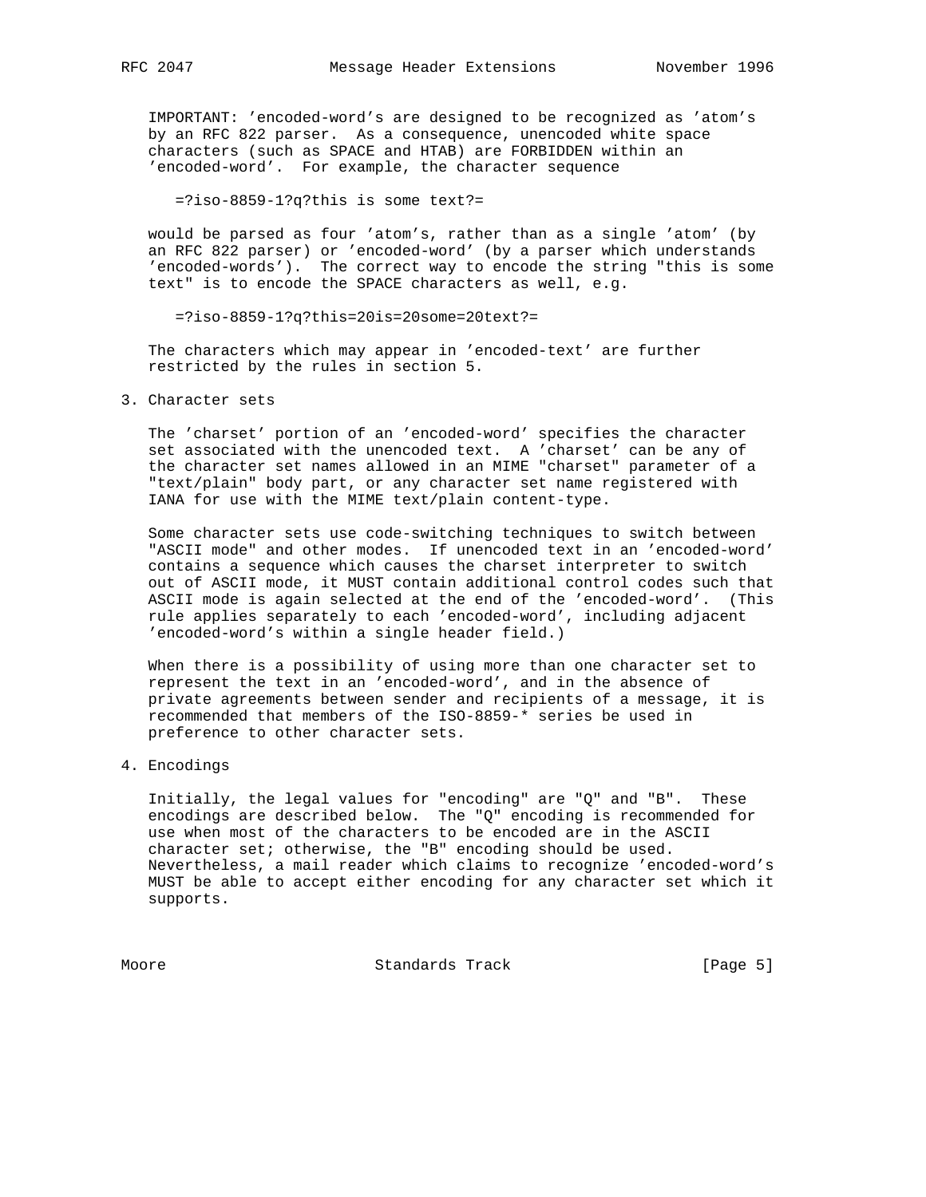IMPORTANT: 'encoded-word's are designed to be recognized as 'atom's by an RFC 822 parser. As a consequence, unencoded white space characters (such as SPACE and HTAB) are FORBIDDEN within an 'encoded-word'. For example, the character sequence

```
=?iso-8859-1?q?this is some text?=
```

would be parsed as four 'atom's, rather than as a single 'atom' (by an RFC 822 parser) or 'encoded-word' (by a parser which understands 'encoded-words'). The correct way to encode the string "this is some text" is to encode the SPACE characters as well, e.g.

```
=?iso-8859-1?q?this=20is=20some=20text?=
```

The characters which may appear in 'encoded-text' are further restricted by the rules in section 5.

## 3. Character sets

The 'charset' portion of an 'encoded-word' specifies the character set associated with the unencoded text. A 'charset' can be any of the character set names allowed in an MIME "charset" parameter of a "text/plain" body part, or any character set name registered with IANA for use with the MIME text/plain content-type.

Some character sets use code-switching techniques to switch between "ASCII mode" and other modes. If unencoded text in an 'encoded-word' contains a sequence which causes the charset interpreter to switch out of ASCII mode, it MUST contain additional control codes such that ASCII mode is again selected at the end of the 'encoded-word'. (This rule applies separately to each 'encoded-word', including adjacent 'encoded-word's within a single header field.)

When there is a possibility of using more than one character set to represent the text in an 'encoded-word', and in the absence of private agreements between sender and recipients of a message, it is recommended that members of the ISO-8859-* series be used in preference to other character sets.

## 4. Encodings

Initially, the legal values for "encoding" are "Q" and "B". These encodings are described below. The "Q" encoding is recommended for use when most of the characters to be encoded are in the ASCII character set; otherwise, the "B" encoding should be used. Nevertheless, a mail reader which claims to recognize 'encoded-word's MUST be able to accept either encoding for any character set which it supports.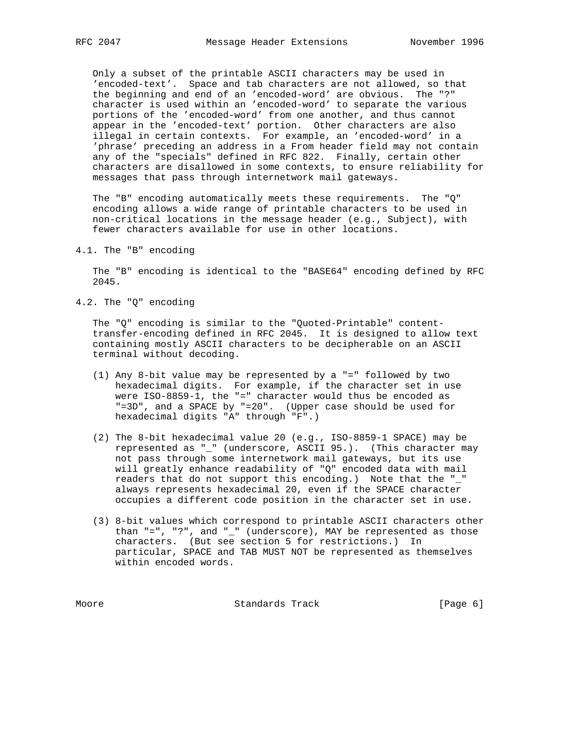Only a subset of the printable ASCII characters may be used in 'encoded-text'. Space and tab characters are not allowed, so that the beginning and end of an 'encoded-word' are obvious. The "?" character is used within an 'encoded-word' to separate the various portions of the 'encoded-word' from one another, and thus cannot appear in the 'encoded-text' portion. Other characters are also illegal in certain contexts. For example, an 'encoded-word' in a 'phrase' preceding an address in a From header field may not contain any of the "specials" defined in RFC 822. Finally, certain other characters are disallowed in some contexts, to ensure reliability for messages that pass through internetwork mail gateways.

The "B" encoding automatically meets these requirements. The "Q" encoding allows a wide range of printable characters to be used in non-critical locations in the message header (e.g., Subject), with fewer characters available for use in other locations.

## 4.1. The "B" encoding

The "B" encoding is identical to the "BASE64" encoding defined by RFC 2045.

## 4.2. The "Q" encoding

The "Q" encoding is similar to the "Quoted-Printable" content-transfer-encoding defined in RFC 2045. It is designed to allow text containing mostly ASCII characters to be decipherable on an ASCII terminal without decoding.

(1) Any 8-bit value may be represented by a "=" followed by two hexadecimal digits. For example, if the character set in use were ISO-8859-1, the "=" character would thus be encoded as "=3D", and a SPACE by "=20". (Upper case should be used for hexadecimal digits "A" through "F".)

(2) The 8-bit hexadecimal value 20 (e.g., ISO-8859-1 SPACE) may be represented as "_" (underscore, ASCII 95.). (This character may not pass through some internetwork mail gateways, but its use will greatly enhance readability of "Q" encoded data with mail readers that do not support this encoding.) Note that the "_" always represents hexadecimal 20, even if the SPACE character occupies a different code position in the character set in use.

(3) 8-bit values which correspond to printable ASCII characters other than "=", "?", and "_" (underscore), MAY be represented as those characters. (But see section 5 for restrictions.) In particular, SPACE and TAB MUST NOT be represented as themselves within encoded words.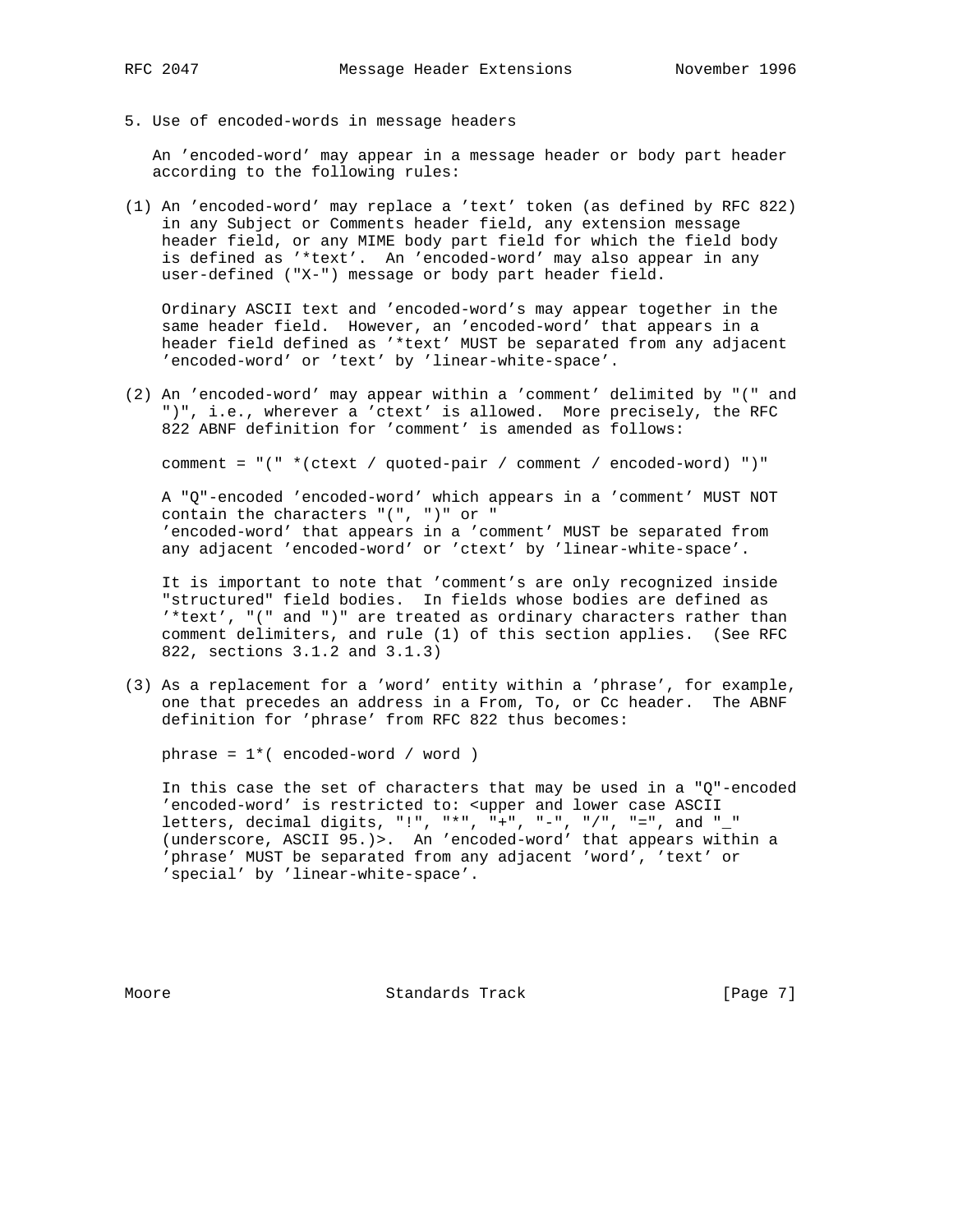## 5. Use of encoded-words in message headers

An 'encoded-word' may appear in a message header or body part header according to the following rules:

(1) An 'encoded-word' may replace a 'text' token (as defined by RFC 822) in any Subject or Comments header field, any extension message header field, or any MIME body part field for which the field body is defined as '*text'. An 'encoded-word' may also appear in any user-defined ("X-") message or body part header field.

Ordinary ASCII text and 'encoded-word's may appear together in the same header field. However, an 'encoded-word' that appears in a header field defined as '*text' MUST be separated from any adjacent 'encoded-word' or 'text' by 'linear-white-space'.

(2) An 'encoded-word' may appear within a 'comment' delimited by "(" and ")", i.e., wherever a 'ctext' is allowed. More precisely, the RFC 822 ABNF definition for 'comment' is amended as follows:

```
comment = "(" *(ctext / quoted-pair / comment / encoded-word) ")"
```

A "Q"-encoded 'encoded-word' which appears in a 'comment' MUST NOT contain the characters "(", ")" or "
'encoded-word' that appears in a 'comment' MUST be separated from any adjacent 'encoded-word' or 'ctext' by 'linear-white-space'.

It is important to note that 'comment's are only recognized inside "structured" field bodies. In fields whose bodies are defined as '*text', "(" and ")" are treated as ordinary characters rather than comment delimiters, and rule (1) of this section applies. (See RFC 822, sections 3.1.2 and 3.1.3)

(3) As a replacement for a 'word' entity within a 'phrase', for example, one that precedes an address in a From, To, or Cc header. The ABNF definition for 'phrase' from RFC 822 thus becomes:

```
phrase = 1*( encoded-word / word )
```

In this case the set of characters that may be used in a "Q"-encoded 'encoded-word' is restricted to: <upper and lower case ASCII letters, decimal digits, "!", "*", "+", "-", "/", "=", and "_" (underscore, ASCII 95.)>. An 'encoded-word' that appears within a 'phrase' MUST be separated from any adjacent 'word', 'text' or 'special' by 'linear-white-space'.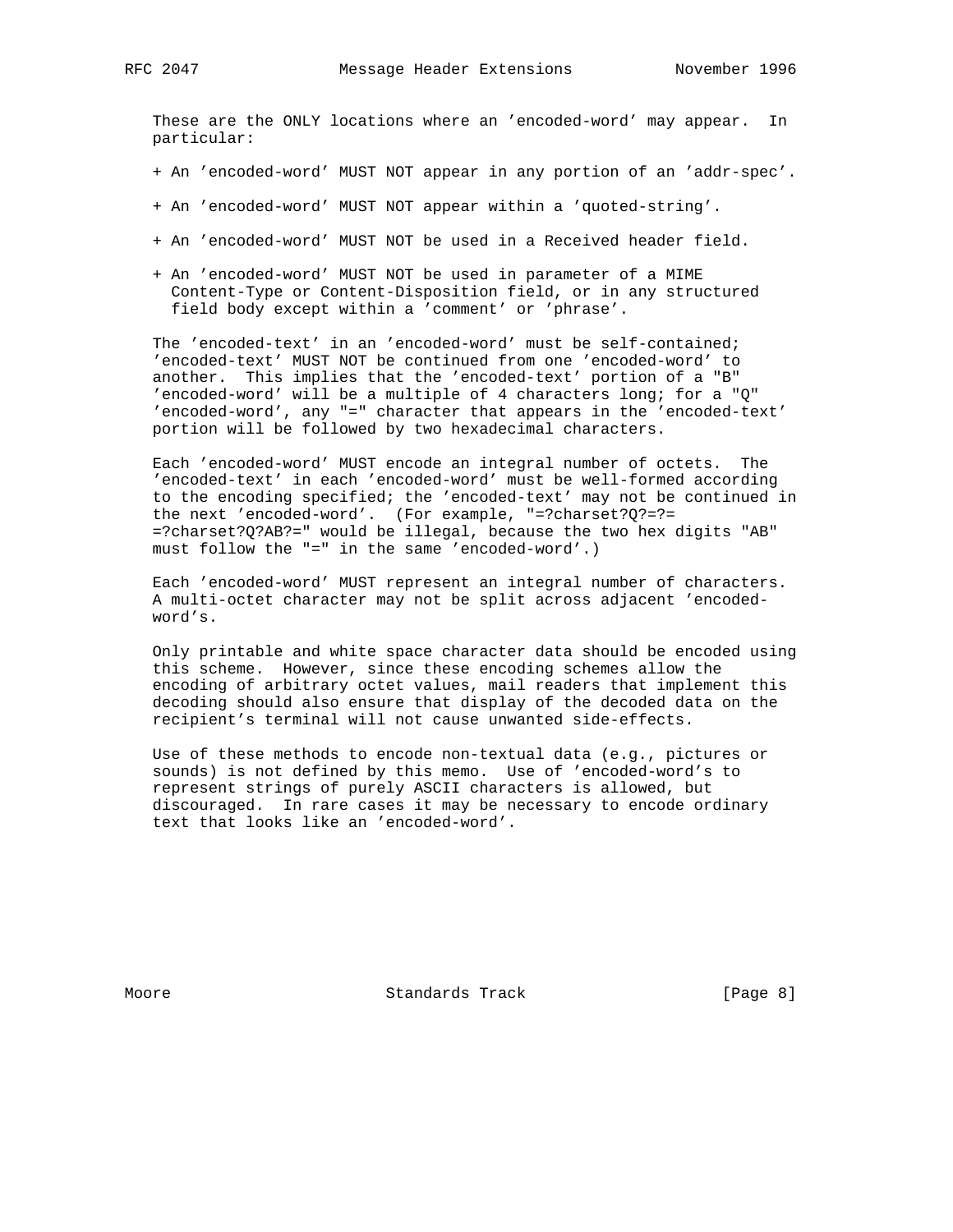These are the ONLY locations where an 'encoded-word' may appear. In particular:

+ An 'encoded-word' MUST NOT appear in any portion of an 'addr-spec'.

+ An 'encoded-word' MUST NOT appear within a 'quoted-string'.

+ An 'encoded-word' MUST NOT be used in a Received header field.

+ An 'encoded-word' MUST NOT be used in parameter of a MIME Content-Type or Content-Disposition field, or in any structured field body except within a 'comment' or 'phrase'.

The 'encoded-text' in an 'encoded-word' must be self-contained; 'encoded-text' MUST NOT be continued from one 'encoded-word' to another. This implies that the 'encoded-text' portion of a "B" 'encoded-word' will be a multiple of 4 characters long; for a "Q" 'encoded-word', any "=" character that appears in the 'encoded-text' portion will be followed by two hexadecimal characters.

Each 'encoded-word' MUST encode an integral number of octets. The 'encoded-text' in each 'encoded-word' must be well-formed according to the encoding specified; the 'encoded-text' may not be continued in the next 'encoded-word'. (For example, "=?charset?Q?=?= =?charset?Q?AB?=" would be illegal, because the two hex digits "AB" must follow the "=" in the same 'encoded-word'.)

Each 'encoded-word' MUST represent an integral number of characters. A multi-octet character may not be split across adjacent 'encoded-word's.

Only printable and white space character data should be encoded using this scheme. However, since these encoding schemes allow the encoding of arbitrary octet values, mail readers that implement this decoding should also ensure that display of the decoded data on the recipient's terminal will not cause unwanted side-effects.

Use of these methods to encode non-textual data (e.g., pictures or sounds) is not defined by this memo. Use of 'encoded-word's to represent strings of purely ASCII characters is allowed, but discouraged. In rare cases it may be necessary to encode ordinary text that looks like an 'encoded-word'.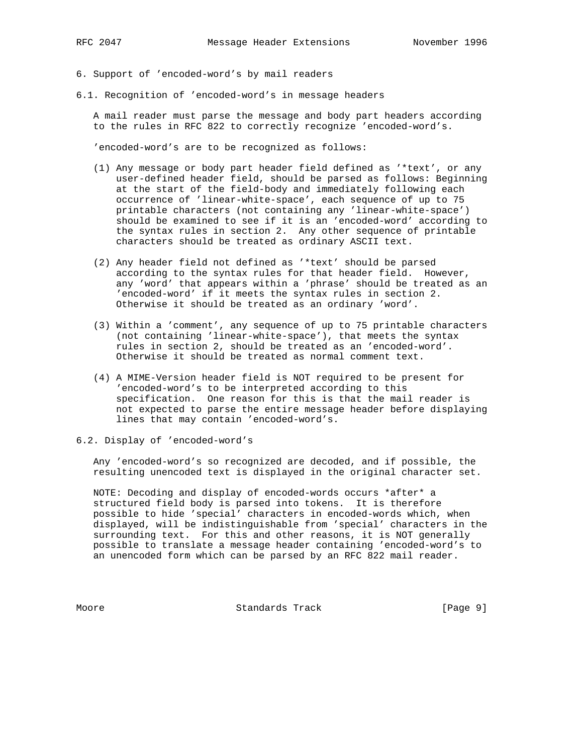## 6. Support of 'encoded-word's by mail readers

### 6.1. Recognition of 'encoded-word's in message headers

A mail reader must parse the message and body part headers according to the rules in RFC 822 to correctly recognize 'encoded-word's.

'encoded-word's are to be recognized as follows:

(1) Any message or body part header field defined as '*text', or any user-defined header field, should be parsed as follows: Beginning at the start of the field-body and immediately following each occurrence of 'linear-white-space', each sequence of up to 75 printable characters (not containing any 'linear-white-space') should be examined to see if it is an 'encoded-word' according to the syntax rules in section 2. Any other sequence of printable characters should be treated as ordinary ASCII text.

(2) Any header field not defined as '*text' should be parsed according to the syntax rules for that header field. However, any 'word' that appears within a 'phrase' should be treated as an 'encoded-word' if it meets the syntax rules in section 2. Otherwise it should be treated as an ordinary 'word'.

(3) Within a 'comment', any sequence of up to 75 printable characters (not containing 'linear-white-space'), that meets the syntax rules in section 2, should be treated as an 'encoded-word'. Otherwise it should be treated as normal comment text.

(4) A MIME-Version header field is NOT required to be present for 'encoded-word's to be interpreted according to this specification. One reason for this is that the mail reader is not expected to parse the entire message header before displaying lines that may contain 'encoded-word's.

### 6.2. Display of 'encoded-word's

Any 'encoded-word's so recognized are decoded, and if possible, the resulting unencoded text is displayed in the original character set.

NOTE: Decoding and display of encoded-words occurs *after* a structured field body is parsed into tokens. It is therefore possible to hide 'special' characters in encoded-words which, when displayed, will be indistinguishable from 'special' characters in the surrounding text. For this and other reasons, it is NOT generally possible to translate a message header containing 'encoded-word's to an unencoded form which can be parsed by an RFC 822 mail reader.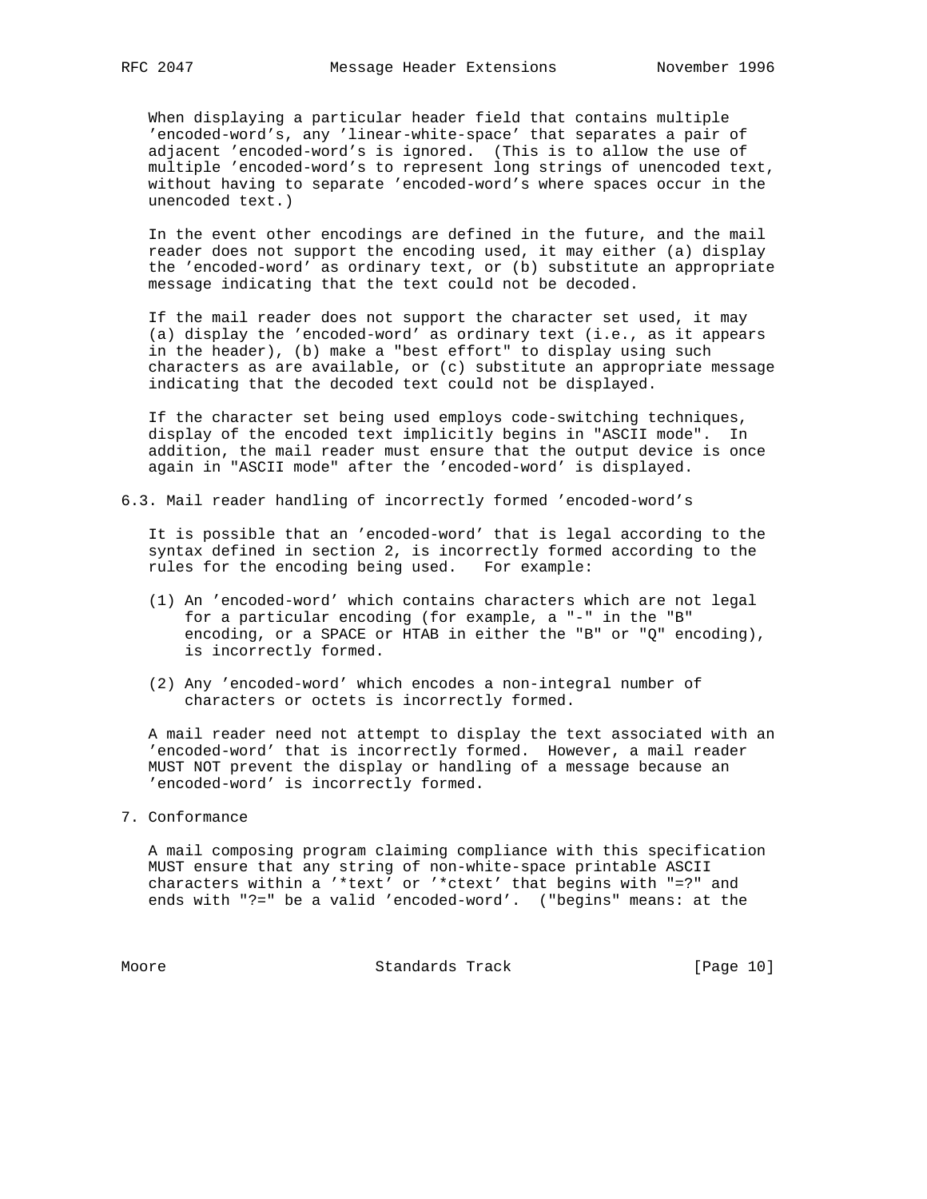When displaying a particular header field that contains multiple 'encoded-word's, any 'linear-white-space' that separates a pair of adjacent 'encoded-word's is ignored. (This is to allow the use of multiple 'encoded-word's to represent long strings of unencoded text, without having to separate 'encoded-word's where spaces occur in the unencoded text.)

In the event other encodings are defined in the future, and the mail reader does not support the encoding used, it may either (a) display the 'encoded-word' as ordinary text, or (b) substitute an appropriate message indicating that the text could not be decoded.

If the mail reader does not support the character set used, it may (a) display the 'encoded-word' as ordinary text (i.e., as it appears in the header), (b) make a "best effort" to display using such characters as are available, or (c) substitute an appropriate message indicating that the decoded text could not be displayed.

If the character set being used employs code-switching techniques, display of the encoded text implicitly begins in "ASCII mode". In addition, the mail reader must ensure that the output device is once again in "ASCII mode" after the 'encoded-word' is displayed.

### 6.3. Mail reader handling of incorrectly formed 'encoded-word's

It is possible that an 'encoded-word' that is legal according to the syntax defined in section 2, is incorrectly formed according to the rules for the encoding being used. For example:

(1) An 'encoded-word' which contains characters which are not legal for a particular encoding (for example, a "-" in the "B" encoding, or a SPACE or HTAB in either the "B" or "Q" encoding), is incorrectly formed.

(2) Any 'encoded-word' which encodes a non-integral number of characters or octets is incorrectly formed.

A mail reader need not attempt to display the text associated with an 'encoded-word' that is incorrectly formed. However, a mail reader MUST NOT prevent the display or handling of a message because an 'encoded-word' is incorrectly formed.

## 7. Conformance

A mail composing program claiming compliance with this specification MUST ensure that any string of non-white-space printable ASCII characters within a '*text' or '*ctext' that begins with "=?" and ends with "?=" be a valid 'encoded-word'. ("begins" means: at the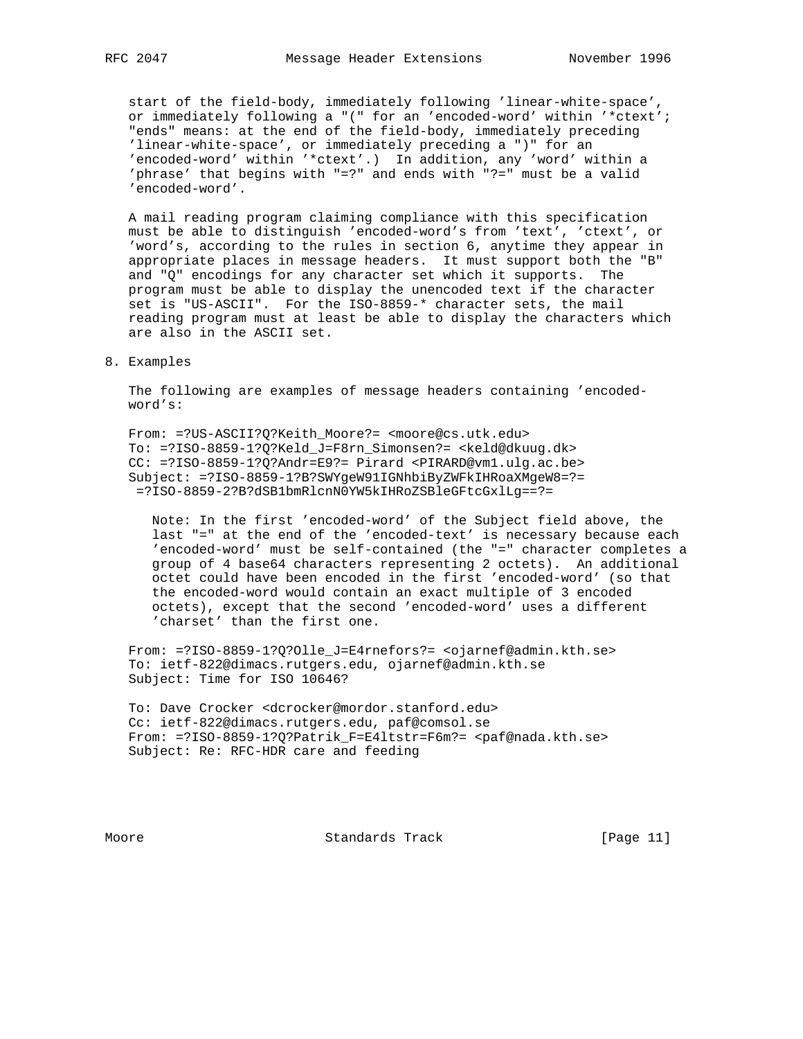start of the field-body, immediately following 'linear-white-space', or immediately following a "(" for an 'encoded-word' within '*ctext'; "ends" means: at the end of the field-body, immediately preceding 'linear-white-space', or immediately preceding a ")" for an 'encoded-word' within '*ctext'.) In addition, any 'word' within a 'phrase' that begins with "=?" and ends with "?=" must be a valid 'encoded-word'.

A mail reading program claiming compliance with this specification must be able to distinguish 'encoded-word's from 'text', 'ctext', or 'word's, according to the rules in section 6, anytime they appear in appropriate places in message headers. It must support both the "B" and "Q" encodings for any character set which it supports. The program must be able to display the unencoded text if the character set is "US-ASCII". For the ISO-8859-* character sets, the mail reading program must at least be able to display the characters which are also in the ASCII set.

## 8. Examples

The following are examples of message headers containing 'encoded-word's:

```
From: =?US-ASCII?Q?Keith_Moore?= <moore@cs.utk.edu>
To: =?ISO-8859-1?Q?Keld_J=F8rn_Simonsen?= <keld@dkuug.dk>
CC: =?ISO-8859-1?Q?Andr=E9?= Pirard <PIRARD@vm1.ulg.ac.be>
Subject: =?ISO-8859-1?B?SWYgeW91IGNhbiByZWFkIHRoaXMgeW8=?=
 =?ISO-8859-2?B?dSB1bmRlcnN0YW5kIHRoZSBleGFtcGxlLg==?=
```

Note: In the first 'encoded-word' of the Subject field above, the last "=" at the end of the 'encoded-text' is necessary because each 'encoded-word' must be self-contained (the "=" character completes a group of 4 base64 characters representing 2 octets). An additional octet could have been encoded in the first 'encoded-word' (so that the encoded-word would contain an exact multiple of 3 encoded octets), except that the second 'encoded-word' uses a different 'charset' than the first one.

```
From: =?ISO-8859-1?Q?Olle_J=E4rnefors?= <ojarnef@admin.kth.se>
To: ietf-822@dimacs.rutgers.edu, ojarnef@admin.kth.se
Subject: Time for ISO 10646?
```

```
To: Dave Crocker <dcrocker@mordor.stanford.edu>
Cc: ietf-822@dimacs.rutgers.edu, paf@comsol.se
From: =?ISO-8859-1?Q?Patrik_F=E4ltstr=F6m?= <paf@nada.kth.se>
Subject: Re: RFC-HDR care and feeding
```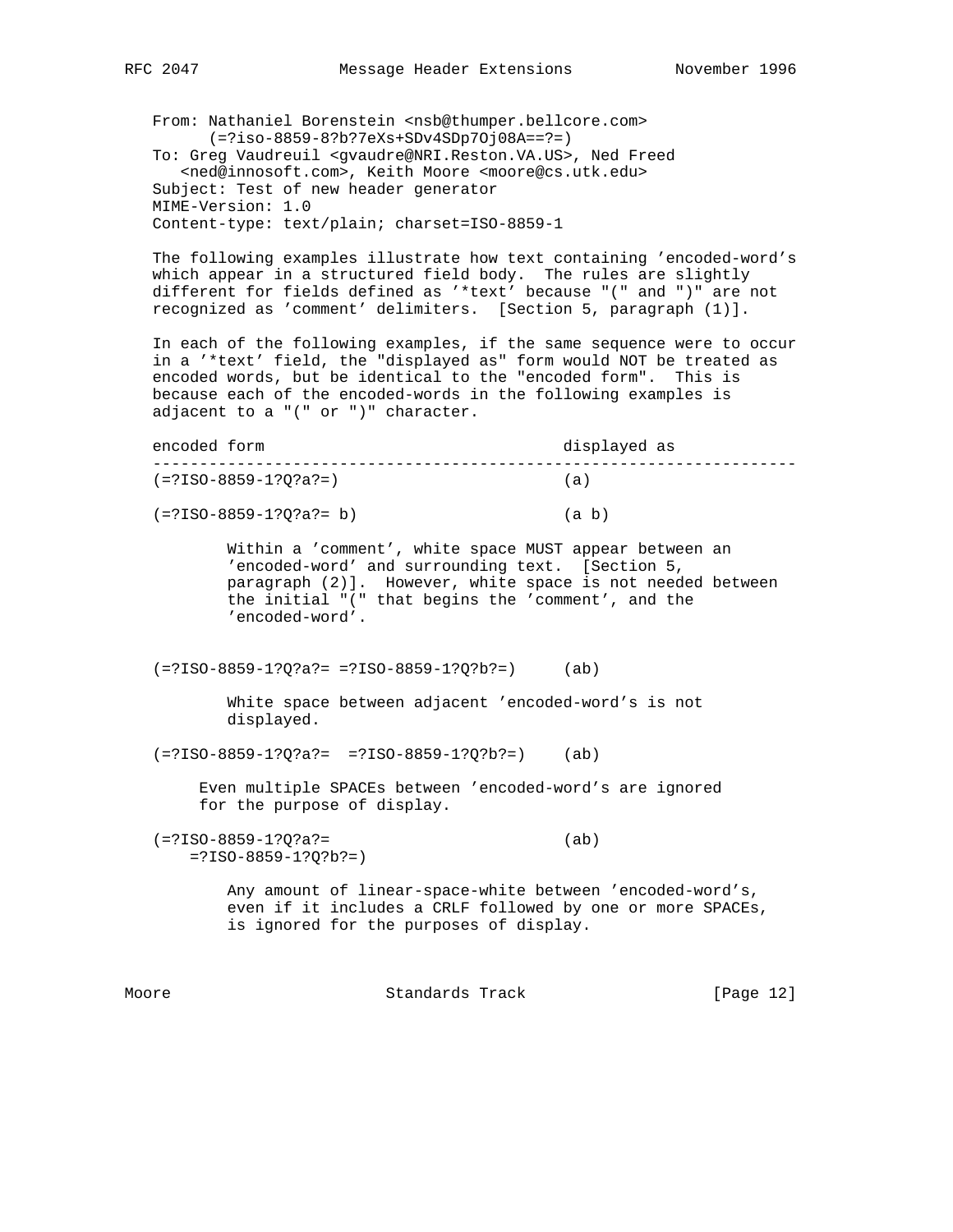```
From: Nathaniel Borenstein <nsb@thumper.bellcore.com>
      (=?iso-8859-8?b?7eXs+SDv4SDp7Oj08A==?=)
To: Greg Vaudreuil <gvaudre@NRI.Reston.VA.US>, Ned Freed
   <ned@innosoft.com>, Keith Moore <moore@cs.utk.edu>
Subject: Test of new header generator
MIME-Version: 1.0
Content-type: text/plain; charset=ISO-8859-1
```

The following examples illustrate how text containing 'encoded-word's which appear in a structured field body. The rules are slightly different for fields defined as '*text' because "(" and ")" are not recognized as 'comment' delimiters. [Section 5, paragraph (1)].

In each of the following examples, if the same sequence were to occur in a '*text' field, the "displayed as" form would NOT be treated as encoded words, but be identical to the "encoded form". This is because each of the encoded-words in the following examples is adjacent to a "(" or ")" character.

```
encoded form                                displayed as
---------------------------------------------------------------------
(=?ISO-8859-1?Q?a?=)                        (a)

(=?ISO-8859-1?Q?a?= b)                      (a b)

        Within a 'comment', white space MUST appear between an
        'encoded-word' and surrounding text.  [Section 5,
        paragraph (2)].  However, white space is not needed between
        the initial "(" that begins the 'comment', and the
        'encoded-word'.


(=?ISO-8859-1?Q?a?= =?ISO-8859-1?Q?b?=)     (ab)

        White space between adjacent 'encoded-word's is not
        displayed.

(=?ISO-8859-1?Q?a?=  =?ISO-8859-1?Q?b?=)    (ab)

     Even multiple SPACEs between 'encoded-word's are ignored
     for the purpose of display.

(=?ISO-8859-1?Q?a?=                         (ab)
    =?ISO-8859-1?Q?b?=)

        Any amount of linear-space-white between 'encoded-word's,
        even if it includes a CRLF followed by one or more SPACEs,
        is ignored for the purposes of display.
```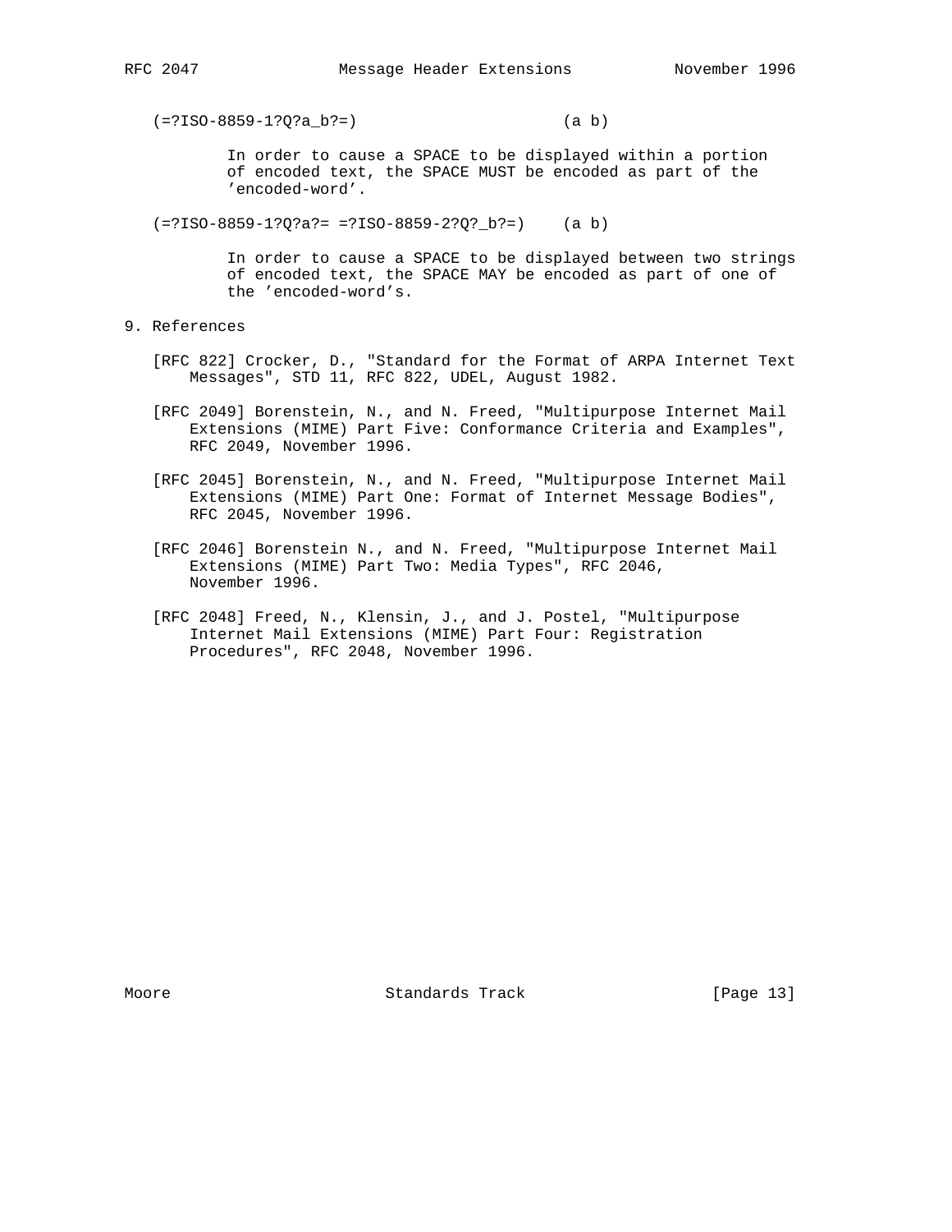```
(=?ISO-8859-1?Q?a_b?=)                      (a b)
```

In order to cause a SPACE to be displayed within a portion of encoded text, the SPACE MUST be encoded as part of the 'encoded-word'.

```
(=?ISO-8859-1?Q?a?= =?ISO-8859-2?Q?_b?=)    (a b)
```

In order to cause a SPACE to be displayed between two strings of encoded text, the SPACE MAY be encoded as part of one of the 'encoded-word's.

## 9. References

[RFC 822] Crocker, D., "Standard for the Format of ARPA Internet Text Messages", STD 11, RFC 822, UDEL, August 1982.

[RFC 2049] Borenstein, N., and N. Freed, "Multipurpose Internet Mail Extensions (MIME) Part Five: Conformance Criteria and Examples", RFC 2049, November 1996.

[RFC 2045] Borenstein, N., and N. Freed, "Multipurpose Internet Mail Extensions (MIME) Part One: Format of Internet Message Bodies", RFC 2045, November 1996.

[RFC 2046] Borenstein N., and N. Freed, "Multipurpose Internet Mail Extensions (MIME) Part Two: Media Types", RFC 2046, November 1996.

[RFC 2048] Freed, N., Klensin, J., and J. Postel, "Multipurpose Internet Mail Extensions (MIME) Part Four: Registration Procedures", RFC 2048, November 1996.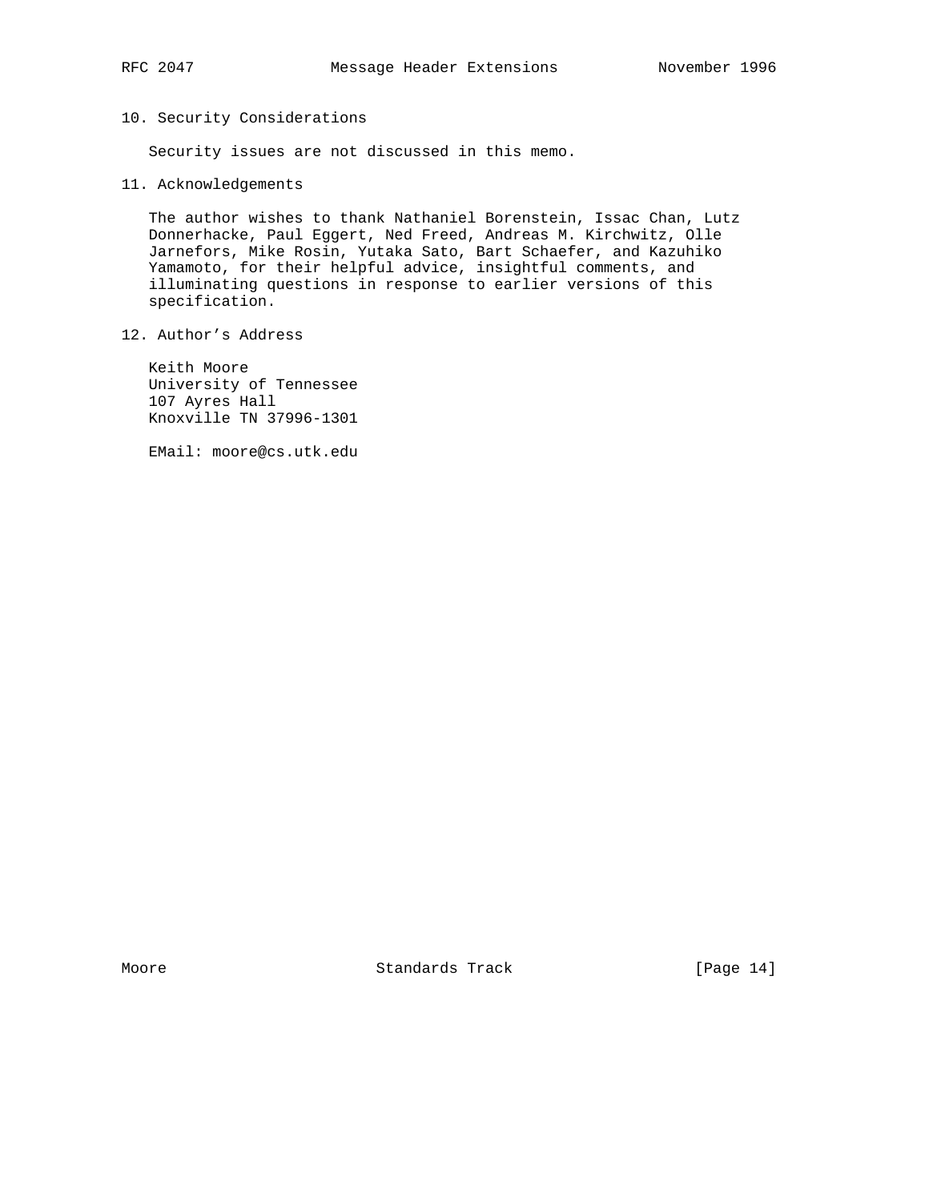## 10. Security Considerations

Security issues are not discussed in this memo.

## 11. Acknowledgements

The author wishes to thank Nathaniel Borenstein, Issac Chan, Lutz Donnerhacke, Paul Eggert, Ned Freed, Andreas M. Kirchwitz, Olle Jarnefors, Mike Rosin, Yutaka Sato, Bart Schaefer, and Kazuhiko Yamamoto, for their helpful advice, insightful comments, and illuminating questions in response to earlier versions of this specification.

## 12. Author’s Address

Keith Moore
University of Tennessee
107 Ayres Hall
Knoxville TN 37996-1301

EMail: moore@cs.utk.edu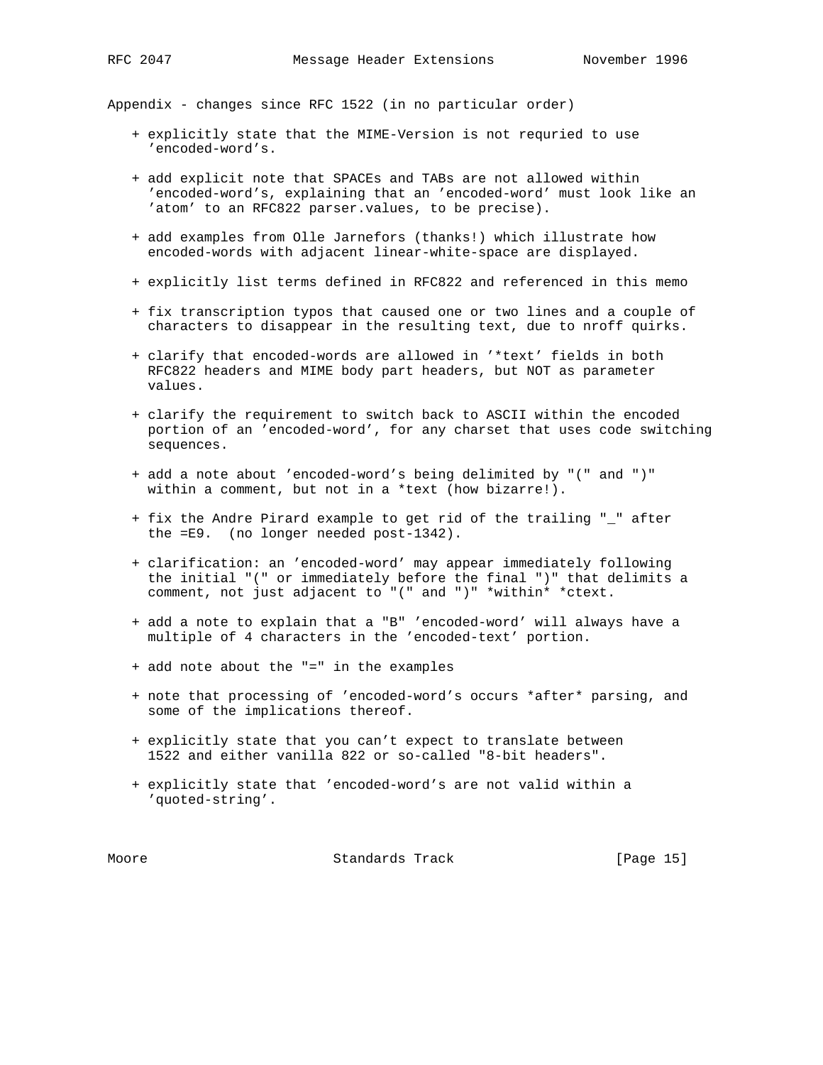Appendix - changes since RFC 1522 (in no particular order)

+ explicitly state that the MIME-Version is not requried to use 'encoded-word's.

+ add explicit note that SPACEs and TABs are not allowed within 'encoded-word's, explaining that an 'encoded-word' must look like an 'atom' to an RFC822 parser.values, to be precise).

+ add examples from Olle Jarnefors (thanks!) which illustrate how encoded-words with adjacent linear-white-space are displayed.

+ explicitly list terms defined in RFC822 and referenced in this memo

+ fix transcription typos that caused one or two lines and a couple of characters to disappear in the resulting text, due to nroff quirks.

+ clarify that encoded-words are allowed in '*text' fields in both RFC822 headers and MIME body part headers, but NOT as parameter values.

+ clarify the requirement to switch back to ASCII within the encoded portion of an 'encoded-word', for any charset that uses code switching sequences.

+ add a note about 'encoded-word's being delimited by "(" and ")" within a comment, but not in a *text (how bizarre!).

+ fix the Andre Pirard example to get rid of the trailing "_" after the =E9. (no longer needed post-1342).

+ clarification: an 'encoded-word' may appear immediately following the initial "(" or immediately before the final ")" that delimits a comment, not just adjacent to "(" and ")" *within* *ctext.

+ add a note to explain that a "B" 'encoded-word' will always have a multiple of 4 characters in the 'encoded-text' portion.

+ add note about the "=" in the examples

+ note that processing of 'encoded-word's occurs *after* parsing, and some of the implications thereof.

+ explicitly state that you can't expect to translate between 1522 and either vanilla 822 or so-called "8-bit headers".

+ explicitly state that 'encoded-word's are not valid within a 'quoted-string'.